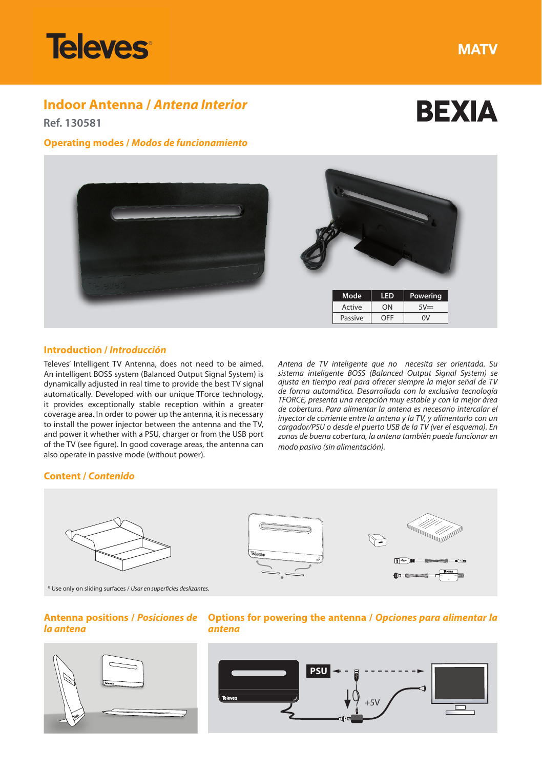# Televes

MATV

## Indoor Antenna / *Antena Interior*

**BEXIA**

Ref. 130581

### Operating modes / *Modos de funcionamiento*

| Mode | LED | Powering |
|---|---|---|
| Active | ON | 5V⎓ |
| Passive | OFF | 0V |

### Introduction / *Introducción*

Televes' Intelligent TV Antenna, does not need to be aimed. An intelligent BOSS system (Balanced Output Signal System) is dynamically adjusted in real time to provide the best TV signal automatically. Developed with our unique TForce technology, it provides exceptionally stable reception within a greater coverage area. In order to power up the antenna, it is necessary to install the power injector between the antenna and the TV, and power it whether with a PSU, charger or from the USB port of the TV (see figure). In good coverage areas, the antenna can also operate in passive mode (without power).

*Antena de TV inteligente que no necesita ser orientada. Su sistema inteligente BOSS (Balanced Output Signal System) se ajusta en tiempo real para ofrecer siempre la mejor señal de TV de forma automática. Desarrollada con la exclusiva tecnología TFORCE, presenta una recepción muy estable y con la mejor área de cobertura. Para alimentar la antena es necesario intercalar el inyector de corriente entre la antena y la TV, y alimentarlo con un cargador/PSU o desde el puerto USB de la TV (ver el esquema). En zonas de buena cobertura, la antena también puede funcionar en modo pasivo (sin alimentación).*

### Content / *Contenido*

\* Use only on sliding surfaces / *Usar en superficies deslizantes.*

### Antenna positions / *Posiciones de la antena*

### Options for powering the antenna / *Opciones para alimentar la antena*

PSU

+5V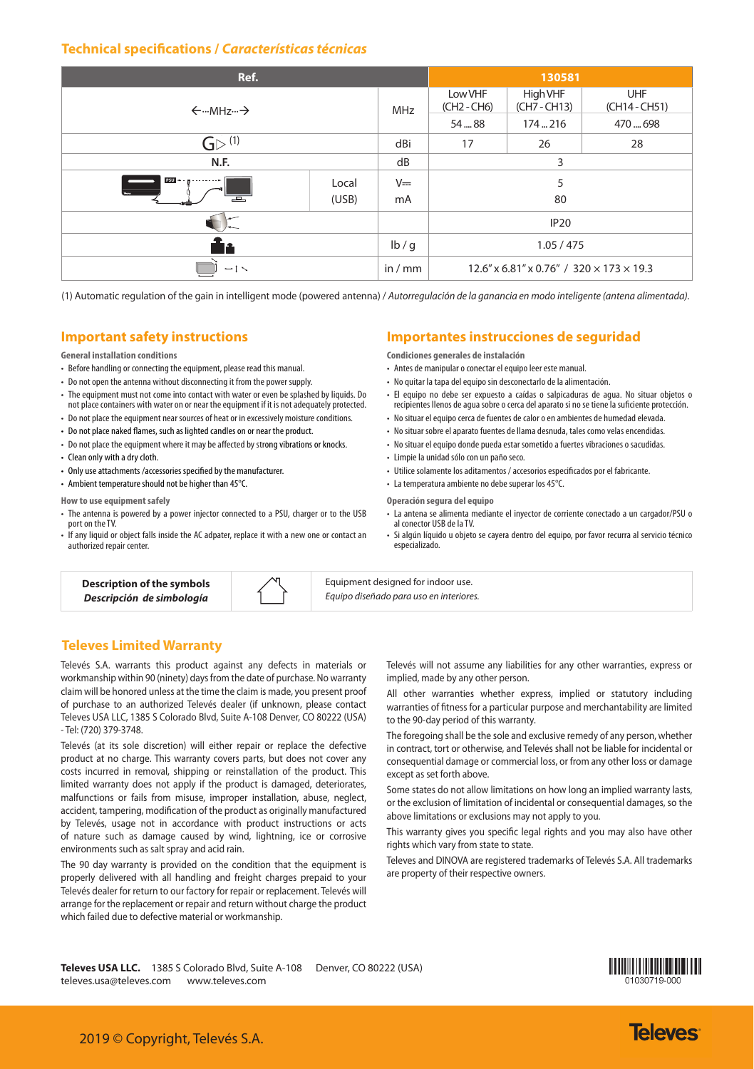## Technical specifications / *Características técnicas*

| Ref. | | | 130581 | | |
|---|---|---|---|---|---|
| ←···MHz···→ | | MHz | Low VHF (CH2 - CH6) | High VHF (CH7 - CH13) | UHF (CH14 - CH51) |
| | | | 54 .... 88 | 174 ... 216 | 470 .... 698 |
| G▷ (1) | | dBi | 17 | 26 | 28 |
| N.F. | | dB | 3 | | |
| | Local (USB) | V⎓ | 5 | | |
| | | mA | 80 | | |
| | | | IP20 | | |
| | | lb / g | 1.05 / 475 | | |
| | | in / mm | 12.6" x 6.81" x 0.76" / 320 × 173 × 19.3 | | |

(1) Automatic regulation of the gain in intelligent mode (powered antenna) / *Autorregulación de la ganancia en modo inteligente (antena alimentada).*

## Important safety instructions

**General installation conditions**

- Before handling or connecting the equipment, please read this manual.
- Do not open the antenna without disconnecting it from the power supply.
- The equipment must not come into contact with water or even be splashed by liquids. Do not place containers with water on or near the equipment if it is not adequately protected.
- Do not place the equipment near sources of heat or in excessively moisture conditions.
- Do not place naked flames, such as lighted candles on or near the product.
- Do not place the equipment where it may be affected by strong vibrations or knocks.
- Clean only with a dry cloth.
- Only use attachments /accessories specified by the manufacturer.
- Ambient temperature should not be higher than 45°C.

**How to use equipment safely**

- The antenna is powered by a power injector connected to a PSU, charger or to the USB port on the TV.
- If any liquid or object falls inside the AC adpater, replace it with a new one or contact an authorized repair center.

## Importantes instrucciones de seguridad

**Condiciones generales de instalación**

- Antes de manipular o conectar el equipo leer este manual.
- No quitar la tapa del equipo sin desconectarlo de la alimentación.
- El equipo no debe ser expuesto a caídas o salpicaduras de agua. No situar objetos o recipientes llenos de agua sobre o cerca del aparato si no se tiene la suficiente protección.
- No situar el equipo cerca de fuentes de calor o en ambientes de humedad elevada.
- No situar sobre el aparato fuentes de llama desnuda, tales como velas encendidas.
- No situar el equipo donde pueda estar sometido a fuertes vibraciones o sacudidas.
- Limpie la unidad sólo con un paño seco.
- Utilice solamente los aditamentos / accesorios especificados por el fabricante.
- La temperatura ambiente no debe superar los 45°C.

**Operación segura del equipo**

- La antena se alimenta mediante el inyector de corriente conectado a un cargador/PSU o al conector USB de la TV.
- Si algún líquido u objeto se cayera dentro del equipo, por favor recurra al servicio técnico especializado.

| **Description of the symbols** *Descripción de simbología* | | Equipment designed for indoor use. *Equipo diseñado para uso en interiores.* |
|---|---|---|

## Televes Limited Warranty

Televés S.A. warrants this product against any defects in materials or workmanship within 90 (ninety) days from the date of purchase. No warranty claim will be honored unless at the time the claim is made, you present proof of purchase to an authorized Televés dealer (if unknown, please contact Televes USA LLC, 1385 S Colorado Blvd, Suite A-108 Denver, CO 80222 (USA) - Tel: (720) 379-3748.

Televés (at its sole discretion) will either repair or replace the defective product at no charge. This warranty covers parts, but does not cover any costs incurred in removal, shipping or reinstallation of the product. This limited warranty does not apply if the product is damaged, deteriorates, malfunctions or fails from misuse, improper installation, abuse, neglect, accident, tampering, modification of the product as originally manufactured by Televés, usage not in accordance with product instructions or acts of nature such as damage caused by wind, lightning, ice or corrosive environments such as salt spray and acid rain.

The 90 day warranty is provided on the condition that the equipment is properly delivered with all handling and freight charges prepaid to your Televés dealer for return to our factory for repair or replacement. Televés will arrange for the replacement or repair and return without charge the product which failed due to defective material or workmanship.

Televés will not assume any liabilities for any other warranties, express or implied, made by any other person.

All other warranties whether express, implied or statutory including warranties of fitness for a particular purpose and merchantability are limited to the 90-day period of this warranty.

The foregoing shall be the sole and exclusive remedy of any person, whether in contract, tort or otherwise, and Televés shall not be liable for incidental or consequential damage or commercial loss, or from any other loss or damage except as set forth above.

Some states do not allow limitations on how long an implied warranty lasts, or the exclusion of limitation of incidental or consequential damages, so the above limitations or exclusions may not apply to you.

This warranty gives you specific legal rights and you may also have other rights which vary from state to state.

Televes and DINOVA are registered trademarks of Televés S.A. All trademarks are property of their respective owners.

**Televes USA LLC.** 1385 S Colorado Blvd, Suite A-108 Denver, CO 80222 (USA)
televes.usa@televes.com www.televes.com

01030719-000

2019 © Copyright, Televés S.A.

Televes